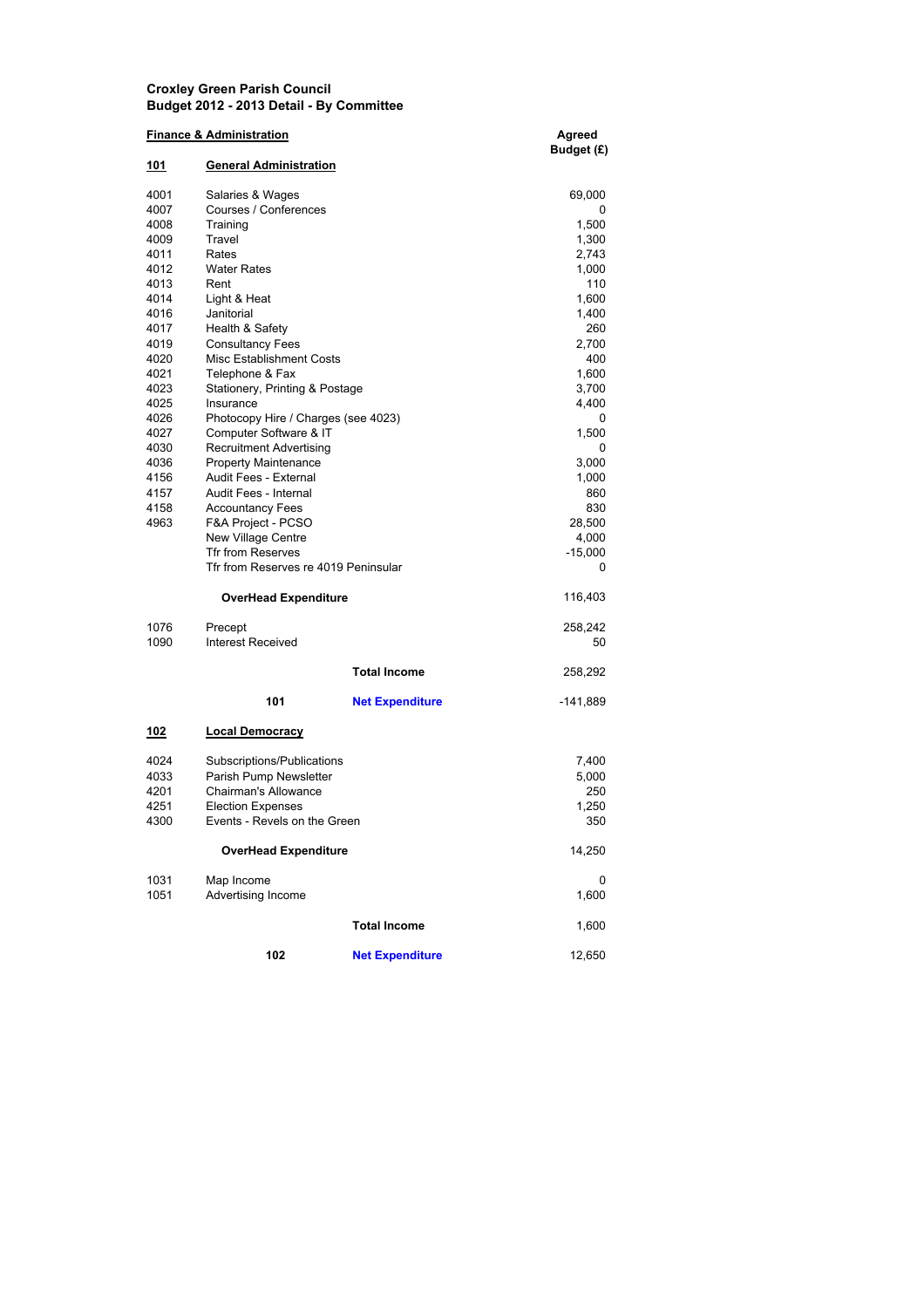**Croxley Green Parish Council**
**Budget 2012 - 2013 Detail - By Committee**

**Finance & Administration**

| | | | Agreed Budget (£) |
|---|---|---|---|
| **101** | **General Administration** | | |
| 4001 | Salaries & Wages | | 69,000 |
| 4007 | Courses / Conferences | | 0 |
| 4008 | Training | | 1,500 |
| 4009 | Travel | | 1,300 |
| 4011 | Rates | | 2,743 |
| 4012 | Water Rates | | 1,000 |
| 4013 | Rent | | 110 |
| 4014 | Light & Heat | | 1,600 |
| 4016 | Janitorial | | 1,400 |
| 4017 | Health & Safety | | 260 |
| 4019 | Consultancy Fees | | 2,700 |
| 4020 | Misc Establishment Costs | | 400 |
| 4021 | Telephone & Fax | | 1,600 |
| 4023 | Stationery, Printing & Postage | | 3,700 |
| 4025 | Insurance | | 4,400 |
| 4026 | Photocopy Hire / Charges (see 4023) | | 0 |
| 4027 | Computer Software & IT | | 1,500 |
| 4030 | Recruitment Advertising | | 0 |
| 4036 | Property Maintenance | | 3,000 |
| 4156 | Audit Fees - External | | 1,000 |
| 4157 | Audit Fees - Internal | | 860 |
| 4158 | Accountancy Fees | | 830 |
| 4963 | F&A Project - PCSO | | 28,500 |
| | New Village Centre | | 4,000 |
| | Tfr from Reserves | | -15,000 |
| | Tfr from Reserves re 4019 Peninsular | | 0 |
| | **OverHead Expenditure** | | 116,403 |
| 1076 | Precept | | 258,242 |
| 1090 | Interest Received | | 50 |
| | | **Total Income** | 258,292 |
| | **101** | **Net Expenditure** | -141,889 |
| **102** | **Local Democracy** | | |
| 4024 | Subscriptions/Publications | | 7,400 |
| 4033 | Parish Pump Newsletter | | 5,000 |
| 4201 | Chairman's Allowance | | 250 |
| 4251 | Election Expenses | | 1,250 |
| 4300 | Events - Revels on the Green | | 350 |
| | **OverHead Expenditure** | | 14,250 |
| 1031 | Map Income | | 0 |
| 1051 | Advertising Income | | 1,600 |
| | | **Total Income** | 1,600 |
| | **102** | **Net Expenditure** | 12,650 |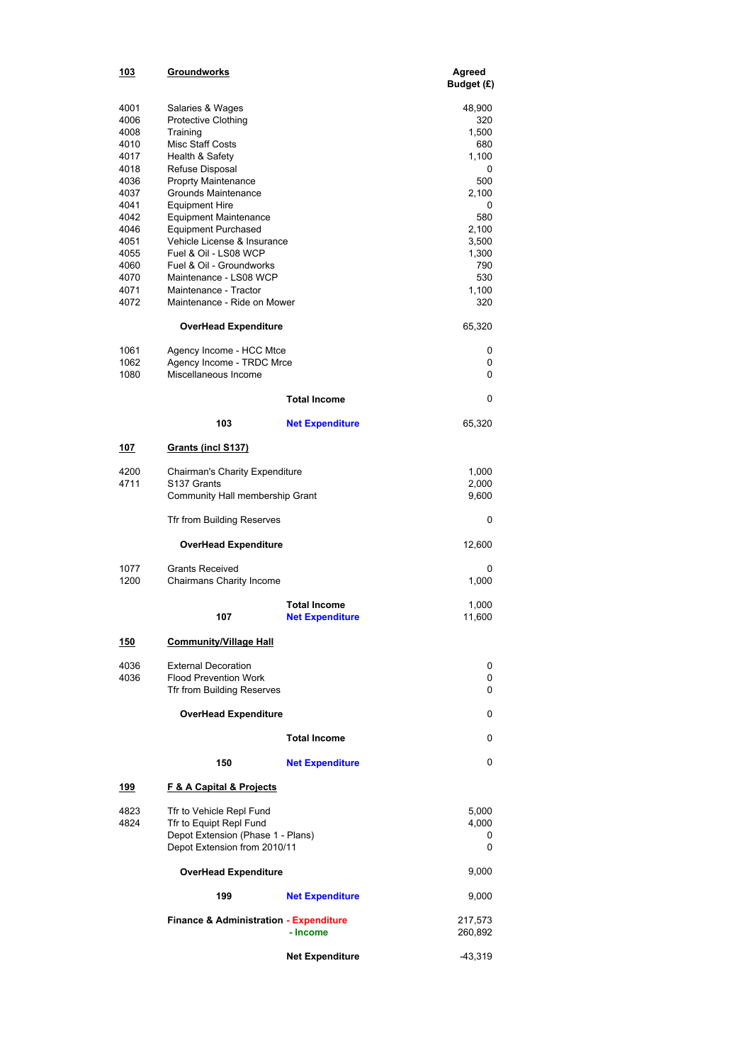| Code | Description | | Agreed Budget (£) |
|---|---|---|---|
| **103** | **Groundworks** | | |
| 4001 | Salaries & Wages | | 48,900 |
| 4006 | Protective Clothing | | 320 |
| 4008 | Training | | 1,500 |
| 4010 | Misc Staff Costs | | 680 |
| 4017 | Health & Safety | | 1,100 |
| 4018 | Refuse Disposal | | 0 |
| 4036 | Proprty Maintenance | | 500 |
| 4037 | Grounds Maintenance | | 2,100 |
| 4041 | Equipment Hire | | 0 |
| 4042 | Equipment Maintenance | | 580 |
| 4046 | Equipment Purchased | | 2,100 |
| 4051 | Vehicle License & Insurance | | 3,500 |
| 4055 | Fuel & Oil - LS08 WCP | | 1,300 |
| 4060 | Fuel & Oil - Groundworks | | 790 |
| 4070 | Maintenance - LS08 WCP | | 530 |
| 4071 | Maintenance - Tractor | | 1,100 |
| 4072 | Maintenance - Ride on Mower | | 320 |
| | **OverHead Expenditure** | | 65,320 |
| 1061 | Agency Income - HCC Mtce | | 0 |
| 1062 | Agency Income - TRDC Mrce | | 0 |
| 1080 | Miscellaneous Income | | 0 |
| | | **Total Income** | 0 |
| | **103** | **Net Expenditure** | 65,320 |
| **107** | **Grants (incl S137)** | | |
| 4200 | Chairman's Charity Expenditure | | 1,000 |
| 4711 | S137 Grants | | 2,000 |
| | Community Hall membership Grant | | 9,600 |
| | Tfr from Building Reserves | | 0 |
| | **OverHead Expenditure** | | 12,600 |
| 1077 | Grants Received | | 0 |
| 1200 | Chairmans Charity Income | | 1,000 |
| | | **Total Income** | 1,000 |
| | **107** | **Net Expenditure** | 11,600 |
| **150** | **Community/Village Hall** | | |
| 4036 | External Decoration | | 0 |
| 4036 | Flood Prevention Work | | 0 |
| | Tfr from Building Reserves | | 0 |
| | **OverHead Expenditure** | | 0 |
| | | **Total Income** | 0 |
| | **150** | **Net Expenditure** | 0 |
| **199** | **F & A Capital & Projects** | | |
| 4823 | Tfr to Vehicle Repl Fund | | 5,000 |
| 4824 | Tfr to Equipt Repl Fund | | 4,000 |
| | Depot Extension (Phase 1 - Plans) | | 0 |
| | Depot Extension from 2010/11 | | 0 |
| | **OverHead Expenditure** | | 9,000 |
| | **199** | **Net Expenditure** | 9,000 |
| | **Finance & Administration** | **- Expenditure** | 217,573 |
| | | **- Income** | 260,892 |
| | | **Net Expenditure** | -43,319 |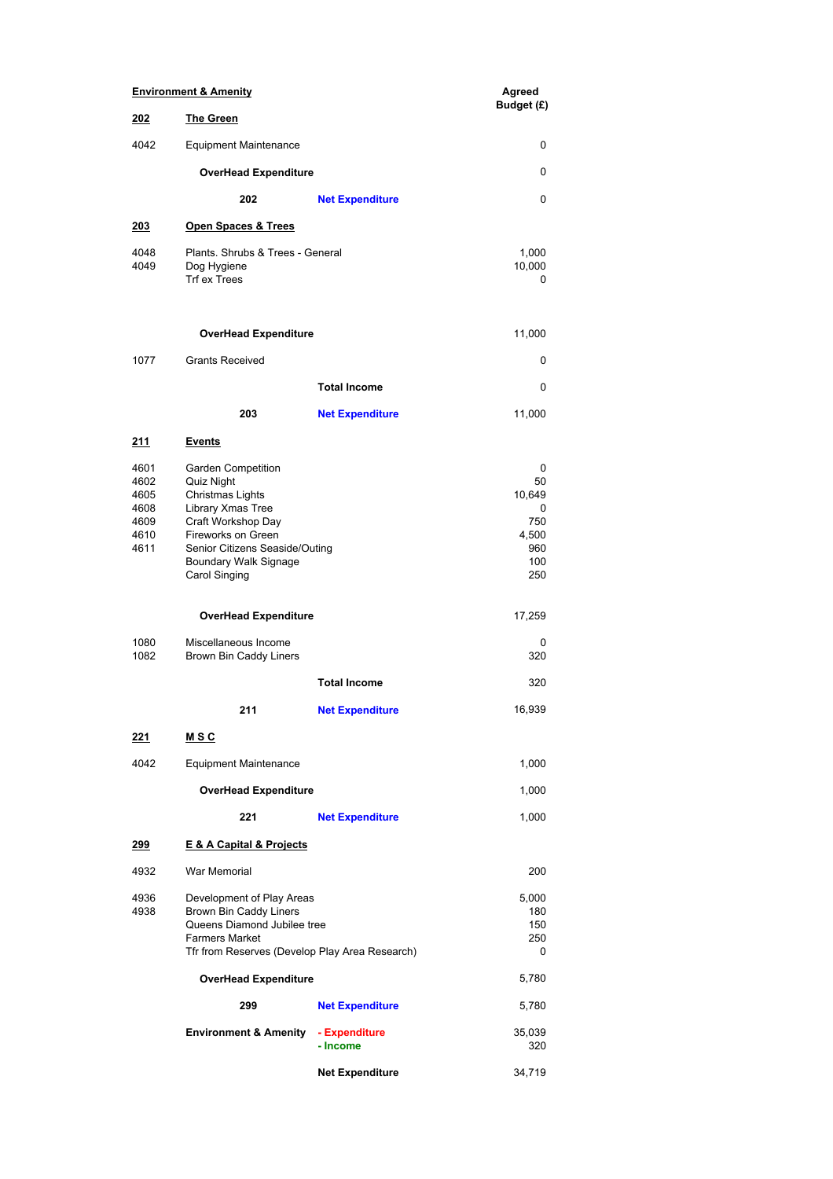| Environment & Amenity | | | Agreed Budget (£) |
|---|---|---|---|
| **202** | **The Green** | | |
| 4042 | Equipment Maintenance | | 0 |
| | **OverHead Expenditure** | | 0 |
| | **202** | **Net Expenditure** | 0 |
| **203** | **Open Spaces & Trees** | | |
| 4048 | Plants. Shrubs & Trees - General | | 1,000 |
| 4049 | Dog Hygiene | | 10,000 |
| | Trf ex Trees | | 0 |
| | **OverHead Expenditure** | | 11,000 |
| 1077 | Grants Received | | 0 |
| | | **Total Income** | 0 |
| | **203** | **Net Expenditure** | 11,000 |
| **211** | **Events** | | |
| 4601 | Garden Competition | | 0 |
| 4602 | Quiz Night | | 50 |
| 4605 | Christmas Lights | | 10,649 |
| 4608 | Library Xmas Tree | | 0 |
| 4609 | Craft Workshop Day | | 750 |
| 4610 | Fireworks on Green | | 4,500 |
| 4611 | Senior Citizens Seaside/Outing | | 960 |
| | Boundary Walk Signage | | 100 |
| | Carol Singing | | 250 |
| | **OverHead Expenditure** | | 17,259 |
| 1080 | Miscellaneous Income | | 0 |
| 1082 | Brown Bin Caddy Liners | | 320 |
| | | **Total Income** | 320 |
| | **211** | **Net Expenditure** | 16,939 |
| **221** | **M S C** | | |
| 4042 | Equipment Maintenance | | 1,000 |
| | **OverHead Expenditure** | | 1,000 |
| | **221** | **Net Expenditure** | 1,000 |
| **299** | **E & A Capital & Projects** | | |
| 4932 | War Memorial | | 200 |
| 4936 | Development of Play Areas | | 5,000 |
| 4938 | Brown Bin Caddy Liners | | 180 |
| | Queens Diamond Jubilee tree | | 150 |
| | Farmers Market | | 250 |
| | Tfr from Reserves (Develop Play Area Research) | | 0 |
| | **OverHead Expenditure** | | 5,780 |
| | **299** | **Net Expenditure** | 5,780 |
| | **Environment & Amenity** | **- Expenditure** | 35,039 |
| | | **- Income** | 320 |
| | | **Net Expenditure** | 34,719 |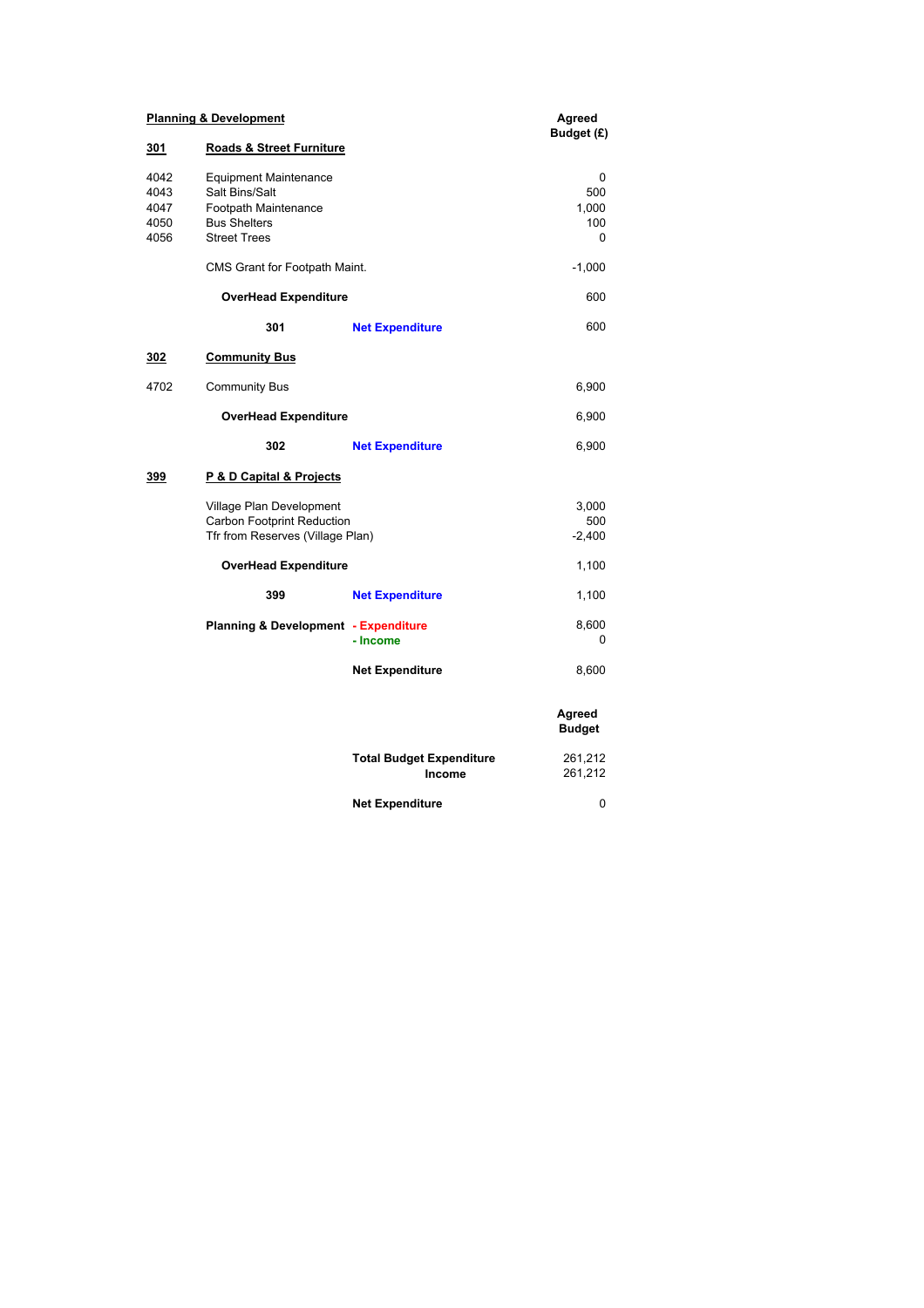| **Planning & Development** | | | **Agreed Budget (£)** |
|---|---|---|---|
| **301** | **Roads & Street Furniture** | | |
| 4042 | Equipment Maintenance | | 0 |
| 4043 | Salt Bins/Salt | | 500 |
| 4047 | Footpath Maintenance | | 1,000 |
| 4050 | Bus Shelters | | 100 |
| 4056 | Street Trees | | 0 |
| | CMS Grant for Footpath Maint. | | -1,000 |
| | **OverHead Expenditure** | | 600 |
| | **301** | **Net Expenditure** | 600 |
| **302** | **Community Bus** | | |
| 4702 | Community Bus | | 6,900 |
| | **OverHead Expenditure** | | 6,900 |
| | **302** | **Net Expenditure** | 6,900 |
| **399** | **P & D Capital & Projects** | | |
| | Village Plan Development | | 3,000 |
| | Carbon Footprint Reduction | | 500 |
| | Tfr from Reserves (Village Plan) | | -2,400 |
| | **OverHead Expenditure** | | 1,100 |
| | **399** | **Net Expenditure** | 1,100 |
| | **Planning & Development** | **- Expenditure** | 8,600 |
| | | **- Income** | 0 |
| | | **Net Expenditure** | 8,600 |

| | **Agreed Budget** |
|---|---|
| **Total Budget Expenditure** | 261,212 |
| **Income** | 261,212 |
| **Net Expenditure** | 0 |